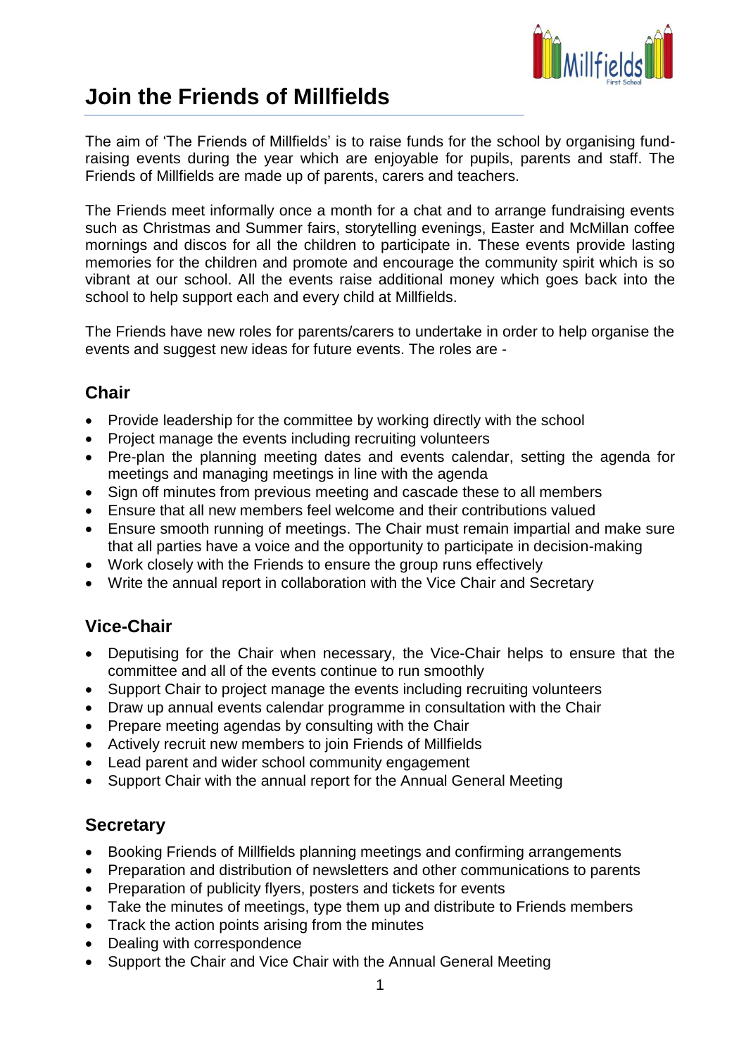# Join the Friends of Millfields

The aim of 'The Friends of Millfields' is to raise funds for the school by organising fund-raising events during the year which are enjoyable for pupils, parents and staff. The Friends of Millfields are made up of parents, carers and teachers.

The Friends meet informally once a month for a chat and to arrange fundraising events such as Christmas and Summer fairs, storytelling evenings, Easter and McMillan coffee mornings and discos for all the children to participate in. These events provide lasting memories for the children and promote and encourage the community spirit which is so vibrant at our school. All the events raise additional money which goes back into the school to help support each and every child at Millfields.

The Friends have new roles for parents/carers to undertake in order to help organise the events and suggest new ideas for future events. The roles are -

## Chair

- Provide leadership for the committee by working directly with the school
- Project manage the events including recruiting volunteers
- Pre-plan the planning meeting dates and events calendar, setting the agenda for meetings and managing meetings in line with the agenda
- Sign off minutes from previous meeting and cascade these to all members
- Ensure that all new members feel welcome and their contributions valued
- Ensure smooth running of meetings. The Chair must remain impartial and make sure that all parties have a voice and the opportunity to participate in decision-making
- Work closely with the Friends to ensure the group runs effectively
- Write the annual report in collaboration with the Vice Chair and Secretary

## Vice-Chair

- Deputising for the Chair when necessary, the Vice-Chair helps to ensure that the committee and all of the events continue to run smoothly
- Support Chair to project manage the events including recruiting volunteers
- Draw up annual events calendar programme in consultation with the Chair
- Prepare meeting agendas by consulting with the Chair
- Actively recruit new members to join Friends of Millfields
- Lead parent and wider school community engagement
- Support Chair with the annual report for the Annual General Meeting

## Secretary

- Booking Friends of Millfields planning meetings and confirming arrangements
- Preparation and distribution of newsletters and other communications to parents
- Preparation of publicity flyers, posters and tickets for events
- Take the minutes of meetings, type them up and distribute to Friends members
- Track the action points arising from the minutes
- Dealing with correspondence
- Support the Chair and Vice Chair with the Annual General Meeting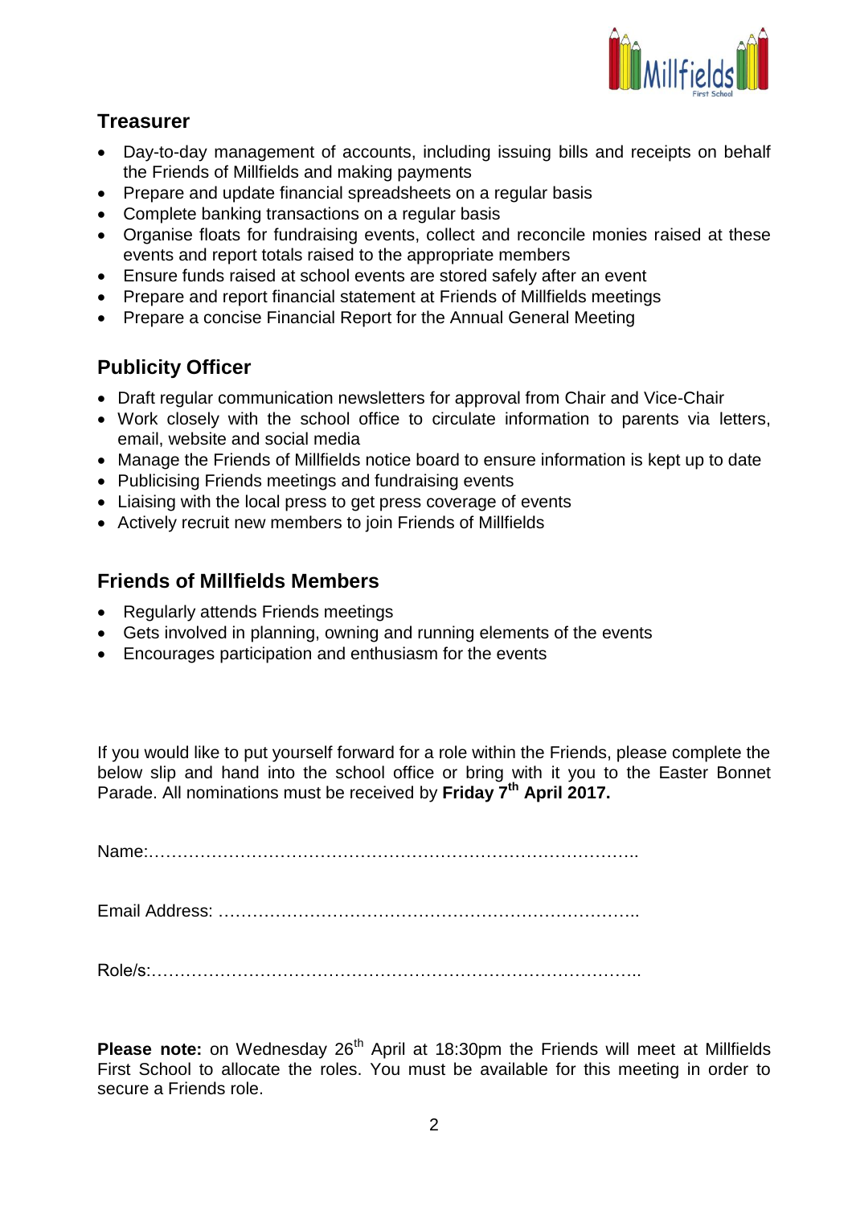## Treasurer

- Day-to-day management of accounts, including issuing bills and receipts on behalf the Friends of Millfields and making payments
- Prepare and update financial spreadsheets on a regular basis
- Complete banking transactions on a regular basis
- Organise floats for fundraising events, collect and reconcile monies raised at these events and report totals raised to the appropriate members
- Ensure funds raised at school events are stored safely after an event
- Prepare and report financial statement at Friends of Millfields meetings
- Prepare a concise Financial Report for the Annual General Meeting

## Publicity Officer

- Draft regular communication newsletters for approval from Chair and Vice-Chair
- Work closely with the school office to circulate information to parents via letters, email, website and social media
- Manage the Friends of Millfields notice board to ensure information is kept up to date
- Publicising Friends meetings and fundraising events
- Liaising with the local press to get press coverage of events
- Actively recruit new members to join Friends of Millfields

## Friends of Millfields Members

- Regularly attends Friends meetings
- Gets involved in planning, owning and running elements of the events
- Encourages participation and enthusiasm for the events

If you would like to put yourself forward for a role within the Friends, please complete the below slip and hand into the school office or bring with it you to the Easter Bonnet Parade. All nominations must be received by **Friday 7th April 2017.**

Name:…………………………………………………………………………..

Email Address: ………………………………………………………………..

Role/s:…………………………………………………………………………..

**Please note:** on Wednesday 26th April at 18:30pm the Friends will meet at Millfields First School to allocate the roles. You must be available for this meeting in order to secure a Friends role.